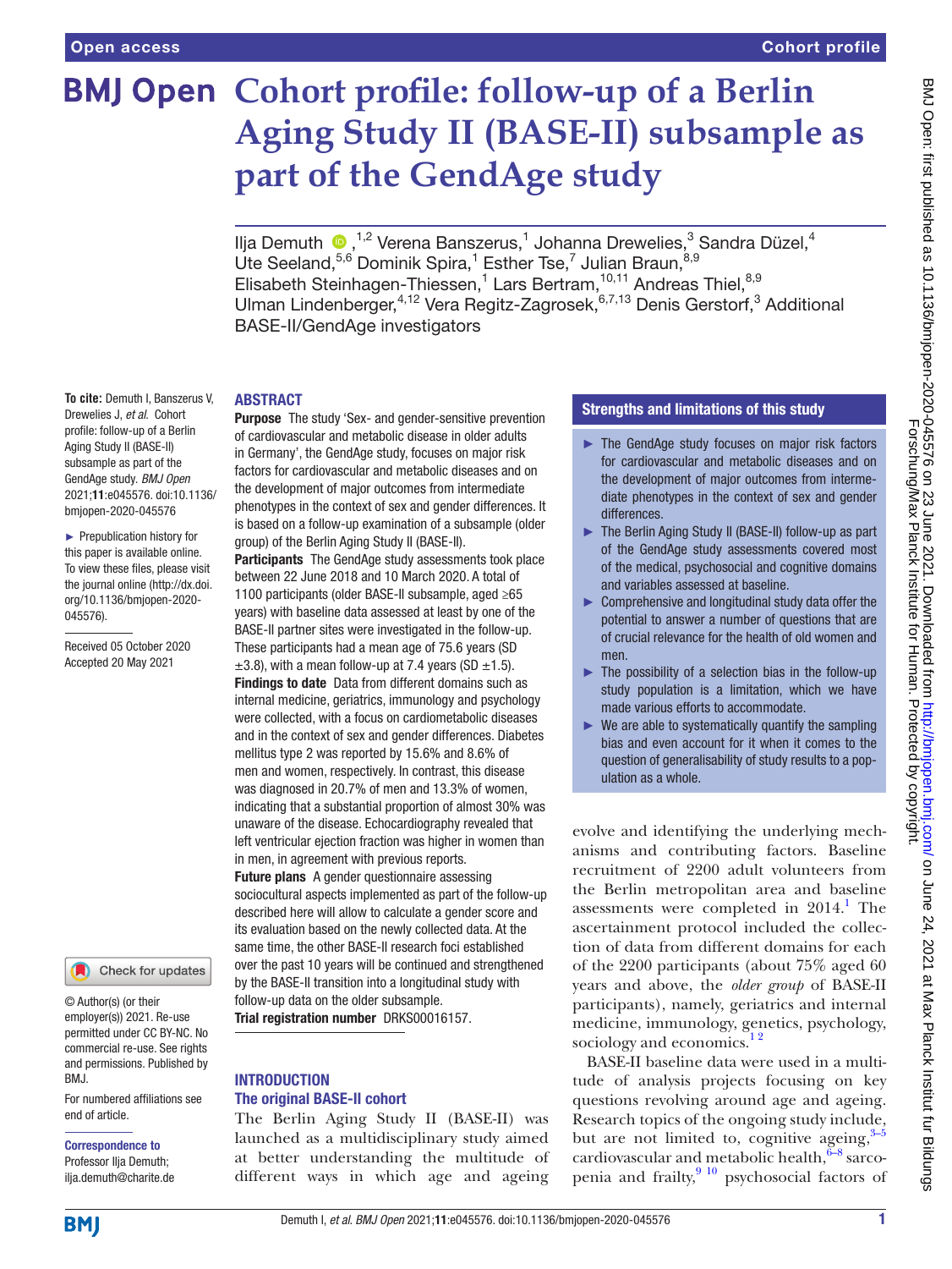# Cohort profile: follow-up of a Berlin Aging Study II (BASE-II) subsample as part of the GendAge study

Ilja Demuth [1,2], Verena Banszerus,[1] Johanna Drewelies,[3] Sandra Düzel,[4] Ute Seeland,[5,6] Dominik Spira,[1] Esther Tse,[7] Julian Braun,[8,9] Elisabeth Steinhagen-Thiessen,[1] Lars Bertram,[10,11] Andreas Thiel,[8,9] Ulman Lindenberger,[4,12] Vera Regitz-Zagrosek,[6,7,13] Denis Gerstorf,[3] Additional BASE-II/GendAge investigators

**To cite:** Demuth I, Banszerus V, Drewelies J, *et al*. Cohort profile: follow-up of a Berlin Aging Study II (BASE-II) subsample as part of the GendAge study. *BMJ Open* 2021;11:e045576. doi:10.1136/bmjopen-2020-045576

► Prepublication history for this paper is available online. To view these files, please visit the journal online (http://dx.doi.org/10.1136/bmjopen-2020-045576).

Received 05 October 2020
Accepted 20 May 2021

© Author(s) (or their employer(s)) 2021. Re-use permitted under CC BY-NC. No commercial re-use. See rights and permissions. Published by BMJ.

For numbered affiliations see end of article.

**Correspondence to**
Professor Ilja Demuth; ilja.demuth@charite.de

## ABSTRACT

**Purpose** The study 'Sex- and gender-sensitive prevention of cardiovascular and metabolic disease in older adults in Germany', the GendAge study, focuses on major risk factors for cardiovascular and metabolic diseases and on the development of major outcomes from intermediate phenotypes in the context of sex and gender differences. It is based on a follow-up examination of a subsample (older group) of the Berlin Aging Study II (BASE-II).

**Participants** The GendAge study assessments took place between 22 June 2018 and 10 March 2020. A total of 1100 participants (older BASE-II subsample, aged ≥65 years) with baseline data assessed at least by one of the BASE-II partner sites were investigated in the follow-up. These participants had a mean age of 75.6 years (SD ±3.8), with a mean follow-up at 7.4 years (SD ±1.5).

**Findings to date** Data from different domains such as internal medicine, geriatrics, immunology and psychology were collected, with a focus on cardiometabolic diseases and in the context of sex and gender differences. Diabetes mellitus type 2 was reported by 15.6% and 8.6% of men and women, respectively. In contrast, this disease was diagnosed in 20.7% of men and 13.3% of women, indicating that a substantial proportion of almost 30% was unaware of the disease. Echocardiography revealed that left ventricular ejection fraction was higher in women than in men, in agreement with previous reports.

**Future plans** A gender questionnaire assessing sociocultural aspects implemented as part of the follow-up described here will allow to calculate a gender score and its evaluation based on the newly collected data. At the same time, the other BASE-II research foci established over the past 10 years will be continued and strengthened by the BASE-II transition into a longitudinal study with follow-up data on the older subsample.

**Trial registration number** DRKS00016157.

### Strengths and limitations of this study

- The GendAge study focuses on major risk factors for cardiovascular and metabolic diseases and on the development of major outcomes from intermediate phenotypes in the context of sex and gender differences.
- The Berlin Aging Study II (BASE-II) follow-up as part of the GendAge study assessments covered most of the medical, psychosocial and cognitive domains and variables assessed at baseline.
- Comprehensive and longitudinal study data offer the potential to answer a number of questions that are of crucial relevance for the health of old women and men.
- The possibility of a selection bias in the follow-up study population is a limitation, which we have made various efforts to accommodate.
- We are able to systematically quantify the sampling bias and even account for it when it comes to the question of generalisability of study results to a population as a whole.

## INTRODUCTION

### The original BASE-II cohort

The Berlin Aging Study II (BASE-II) was launched as a multidisciplinary study aimed at better understanding the multitude of different ways in which age and ageing evolve and identifying the underlying mechanisms and contributing factors. Baseline recruitment of 2200 adult volunteers from the Berlin metropolitan area and baseline assessments were completed in 2014.[1] The ascertainment protocol included the collection of data from different domains for each of the 2200 participants (about 75% aged 60 years and above, the *older group* of BASE-II participants), namely, geriatrics and internal medicine, immunology, genetics, psychology, sociology and economics.[1 2]

BASE-II baseline data were used in a multitude of analysis projects focusing on key questions revolving around age and ageing. Research topics of the ongoing study include, but are not limited to, cognitive ageing,[3–5] cardiovascular and metabolic health,[6–8] sarcopenia and frailty,[9 10] psychosocial factors of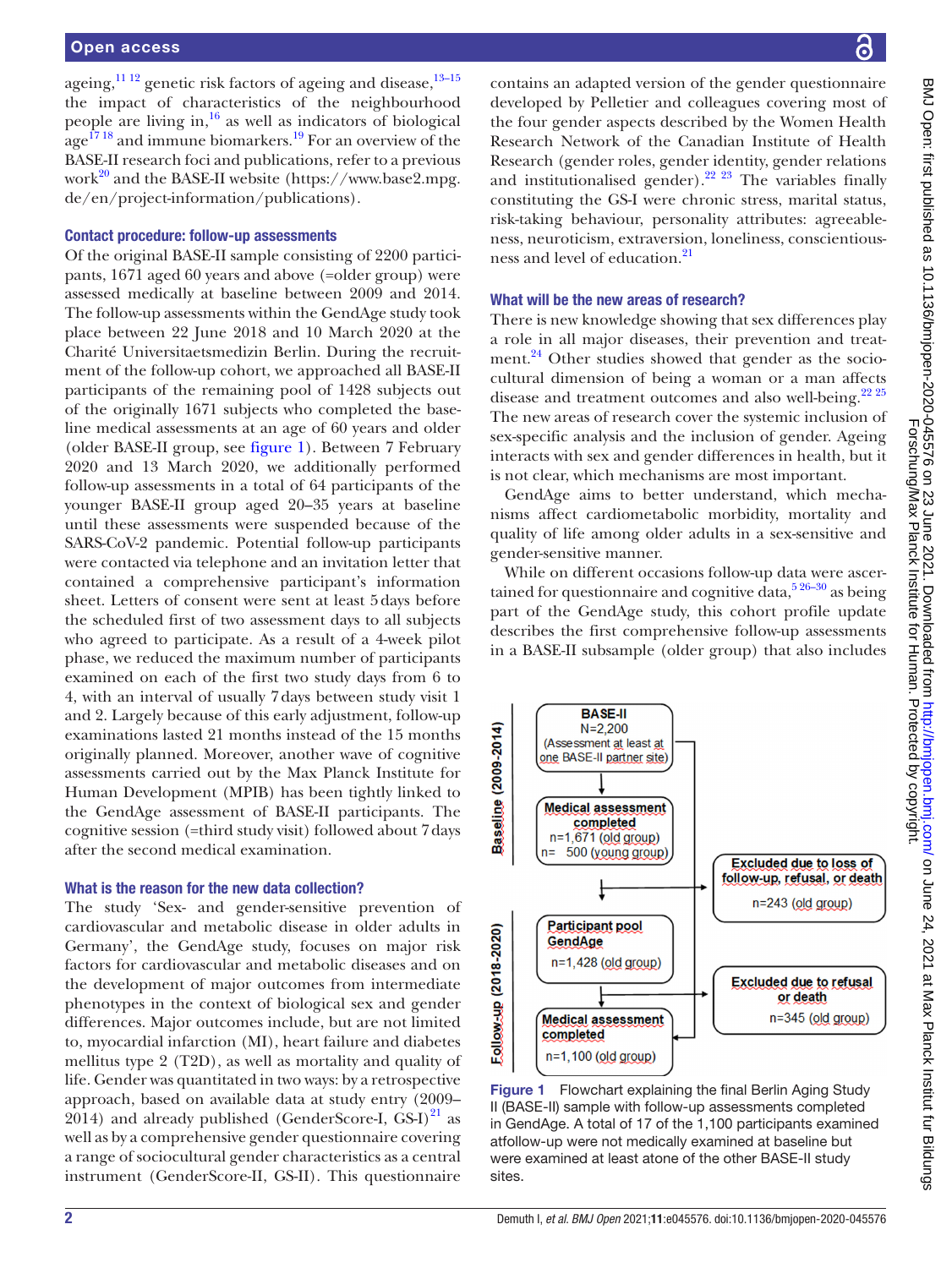ageing,[11 12] genetic risk factors of ageing and disease,[13–15] the impact of characteristics of the neighbourhood people are living in,[16] as well as indicators of biological age[17 18] and immune biomarkers.[19] For an overview of the BASE-II research foci and publications, refer to a previous work[20] and the BASE-II website (https://www.base2.mpg.de/en/project-information/publications).

### Contact procedure: follow-up assessments

Of the original BASE-II sample consisting of 2200 participants, 1671 aged 60 years and above (=older group) were assessed medically at baseline between 2009 and 2014. The follow-up assessments within the GendAge study took place between 22 June 2018 and 10 March 2020 at the Charité Universitaetsmedizin Berlin. During the recruitment of the follow-up cohort, we approached all BASE-II participants of the remaining pool of 1428 subjects out of the originally 1671 subjects who completed the baseline medical assessments at an age of 60 years and older (older BASE-II group, see figure 1). Between 7 February 2020 and 13 March 2020, we additionally performed follow-up assessments in a total of 64 participants of the younger BASE-II group aged 20–35 years at baseline until these assessments were suspended because of the SARS-CoV-2 pandemic. Potential follow-up participants were contacted via telephone and an invitation letter that contained a comprehensive participant's information sheet. Letters of consent were sent at least 5 days before the scheduled first of two assessment days to all subjects who agreed to participate. As a result of a 4-week pilot phase, we reduced the maximum number of participants examined on each of the first two study days from 6 to 4, with an interval of usually 7 days between study visit 1 and 2. Largely because of this early adjustment, follow-up examinations lasted 21 months instead of the 15 months originally planned. Moreover, another wave of cognitive assessments carried out by the Max Planck Institute for Human Development (MPIB) has been tightly linked to the GendAge assessment of BASE-II participants. The cognitive session (=third study visit) followed about 7 days after the second medical examination.

### What is the reason for the new data collection?

The study 'Sex- and gender-sensitive prevention of cardiovascular and metabolic disease in older adults in Germany', the GendAge study, focuses on major risk factors for cardiovascular and metabolic diseases and on the development of major outcomes from intermediate phenotypes in the context of biological sex and gender differences. Major outcomes include, but are not limited to, myocardial infarction (MI), heart failure and diabetes mellitus type 2 (T2D), as well as mortality and quality of life. Gender was quantitated in two ways: by a retrospective approach, based on available data at study entry (2009–2014) and already published (GenderScore-I, GS-I)[21] as well as by a comprehensive gender questionnaire covering a range of sociocultural gender characteristics as a central instrument (GenderScore-II, GS-II). This questionnaire contains an adapted version of the gender questionnaire developed by Pelletier and colleagues covering most of the four gender aspects described by the Women Health Research Network of the Canadian Institute of Health Research (gender roles, gender identity, gender relations and institutionalised gender).[22 23] The variables finally constituting the GS-I were chronic stress, marital status, risk-taking behaviour, personality attributes: agreeableness, neuroticism, extraversion, loneliness, conscientiousness and level of education.[21]

### What will be the new areas of research?

There is new knowledge showing that sex differences play a role in all major diseases, their prevention and treatment.[24] Other studies showed that gender as the sociocultural dimension of being a woman or a man affects disease and treatment outcomes and also well-being.[22 25] The new areas of research cover the systemic inclusion of sex-specific analysis and the inclusion of gender. Ageing interacts with sex and gender differences in health, but it is not clear, which mechanisms are most important.

GendAge aims to better understand, which mechanisms affect cardiometabolic morbidity, mortality and quality of life among older adults in a sex-sensitive and gender-sensitive manner.

While on different occasions follow-up data were ascertained for questionnaire and cognitive data,[5 26–30] as being part of the GendAge study, this cohort profile update describes the first comprehensive follow-up assessments in a BASE-II subsample (older group) that also includes

Baseline (2009-2014)

BASE-II
N=2,200
(Assessment at least at one BASE-II partner site)

Medical assessment completed
n=1,671 (old group)
n= 500 (young group)

Excluded due to loss of follow-up, refusal, or death
n=243 (old group)

Follow-up (2018-2020)

Participant pool GendAge
n=1,428 (old group)

Excluded due to refusal or death
n=345 (old group)

Medical assessment completed
n=1,100 (old group)

Figure 1 Flowchart explaining the final Berlin Aging Study II (BASE-II) sample with follow-up assessments completed in GendAge. A total of 17 of the 1,100 participants examined atfollow-up were not medically examined at baseline but were examined at least atone of the other BASE-II study sites.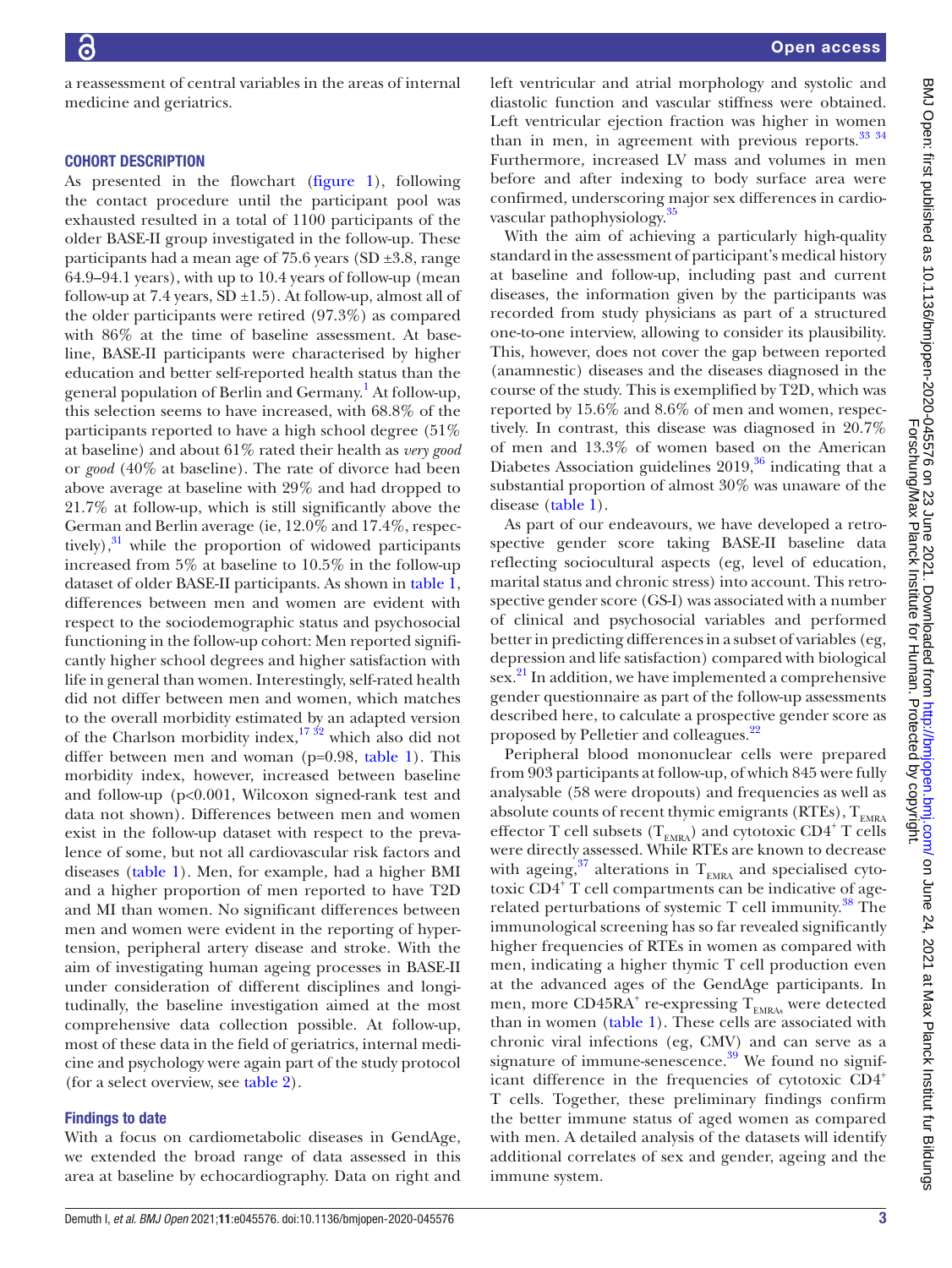a reassessment of central variables in the areas of internal medicine and geriatrics.

## COHORT DESCRIPTION

As presented in the flowchart (figure 1), following the contact procedure until the participant pool was exhausted resulted in a total of 1100 participants of the older BASE-II group investigated in the follow-up. These participants had a mean age of 75.6 years (SD ±3.8, range 64.9–94.1 years), with up to 10.4 years of follow-up (mean follow-up at 7.4 years, SD ±1.5). At follow-up, almost all of the older participants were retired (97.3%) as compared with 86% at the time of baseline assessment. At baseline, BASE-II participants were characterised by higher education and better self-reported health status than the general population of Berlin and Germany.[1] At follow-up, this selection seems to have increased, with 68.8% of the participants reported to have a high school degree (51% at baseline) and about 61% rated their health as *very good* or *good* (40% at baseline). The rate of divorce had been above average at baseline with 29% and had dropped to 21.7% at follow-up, which is still significantly above the German and Berlin average (ie, 12.0% and 17.4%, respectively),[31] while the proportion of widowed participants increased from 5% at baseline to 10.5% in the follow-up dataset of older BASE-II participants. As shown in table 1, differences between men and women are evident with respect to the sociodemographic status and psychosocial functioning in the follow-up cohort: Men reported significantly higher school degrees and higher satisfaction with life in general than women. Interestingly, self-rated health did not differ between men and women, which matches to the overall morbidity estimated by an adapted version of the Charlson morbidity index,[17,32] which also did not differ between men and woman (p=0.98, table 1). This morbidity index, however, increased between baseline and follow-up (p<0.001, Wilcoxon signed-rank test and data not shown). Differences between men and women exist in the follow-up dataset with respect to the prevalence of some, but not all cardiovascular risk factors and diseases (table 1). Men, for example, had a higher BMI and a higher proportion of men reported to have T2D and MI than women. No significant differences between men and women were evident in the reporting of hypertension, peripheral artery disease and stroke. With the aim of investigating human ageing processes in BASE-II under consideration of different disciplines and longitudinally, the baseline investigation aimed at the most comprehensive data collection possible. At follow-up, most of these data in the field of geriatrics, internal medicine and psychology were again part of the study protocol (for a select overview, see table 2).

### Findings to date

With a focus on cardiometabolic diseases in GendAge, we extended the broad range of data assessed in this area at baseline by echocardiography. Data on right and left ventricular and atrial morphology and systolic and diastolic function and vascular stiffness were obtained. Left ventricular ejection fraction was higher in women than in men, in agreement with previous reports.[33,34] Furthermore, increased LV mass and volumes in men before and after indexing to body surface area were confirmed, underscoring major sex differences in cardiovascular pathophysiology.[35]

With the aim of achieving a particularly high-quality standard in the assessment of participant's medical history at baseline and follow-up, including past and current diseases, the information given by the participants was recorded from study physicians as part of a structured one-to-one interview, allowing to consider its plausibility. This, however, does not cover the gap between reported (anamnestic) diseases and the diseases diagnosed in the course of the study. This is exemplified by T2D, which was reported by 15.6% and 8.6% of men and women, respectively. In contrast, this disease was diagnosed in 20.7% of men and 13.3% of women based on the American Diabetes Association guidelines 2019,[36] indicating that a substantial proportion of almost 30% was unaware of the disease (table 1).

As part of our endeavours, we have developed a retrospective gender score taking BASE-II baseline data reflecting sociocultural aspects (eg, level of education, marital status and chronic stress) into account. This retrospective gender score (GS-I) was associated with a number of clinical and psychosocial variables and performed better in predicting differences in a subset of variables (eg, depression and life satisfaction) compared with biological sex.[21] In addition, we have implemented a comprehensive gender questionnaire as part of the follow-up assessments described here, to calculate a prospective gender score as proposed by Pelletier and colleagues.[22]

Peripheral blood mononuclear cells were prepared from 903 participants at follow-up, of which 845 were fully analysable (58 were dropouts) and frequencies as well as absolute counts of recent thymic emigrants (RTEs), $T_{EMRA}$ effector T cell subsets ($T_{EMRA}$) and cytotoxic $CD4^+$ T cells were directly assessed. While RTEs are known to decrease with ageing,[37] alterations in $T_{EMRA}$ and specialised cytotoxic $CD4^+$ T cell compartments can be indicative of age-related perturbations of systemic T cell immunity.[38] The immunological screening has so far revealed significantly higher frequencies of RTEs in women as compared with men, indicating a higher thymic T cell production even at the advanced ages of the GendAge participants. In men, more $CD45RA^+$ re-expressing $T_{EMRAs}$ were detected than in women (table 1). These cells are associated with chronic viral infections (eg, CMV) and can serve as a signature of immune-senescence.[39] We found no significant difference in the frequencies of cytotoxic $CD4^+$ T cells. Together, these preliminary findings confirm the better immune status of aged women as compared with men. A detailed analysis of the datasets will identify additional correlates of sex and gender, ageing and the immune system.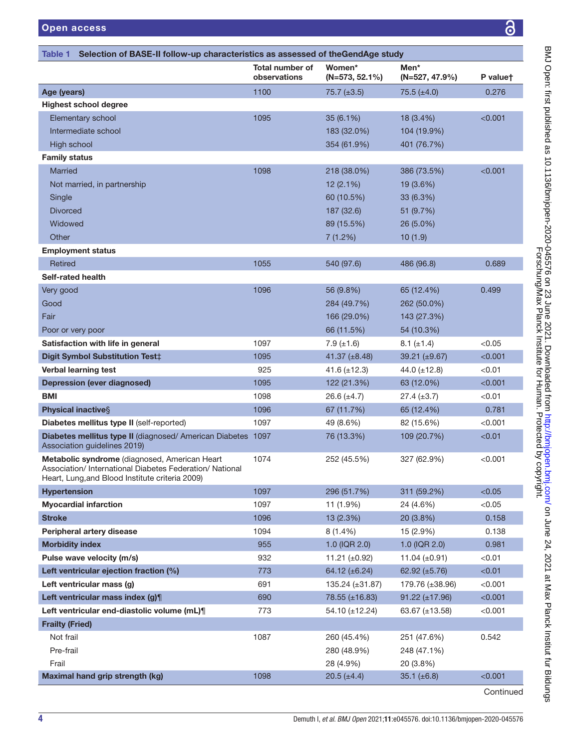**Table 1 Selection of BASE-II follow-up characteristics as assessed of theGendAge study**

| | Total number of observations | Women* (N=573, 52.1%) | Men* (N=527, 47.9%) | P value† |
|---|---|---|---|---|
| **Age (years)** | 1100 | 75.7 (±3.5) | 75.5 (±4.0) | 0.276 |
| **Highest school degree** | | | | |
| Elementary school | 1095 | 35 (6.1%) | 18 (3.4%) | <0.001 |
| Intermediate school | | 183 (32.0%) | 104 (19.9%) | |
| High school | | 354 (61.9%) | 401 (76.7%) | |
| **Family status** | | | | |
| Married | 1098 | 218 (38.0%) | 386 (73.5%) | <0.001 |
| Not married, in partnership | | 12 (2.1%) | 19 (3.6%) | |
| Single | | 60 (10.5%) | 33 (6.3%) | |
| Divorced | | 187 (32.6) | 51 (9.7%) | |
| Widowed | | 89 (15.5%) | 26 (5.0%) | |
| Other | | 7 (1.2%) | 10 (1.9) | |
| **Employment status** | | | | |
| Retired | 1055 | 540 (97.6) | 486 (96.8) | 0.689 |
| **Self-rated health** | | | | |
| Very good | 1096 | 56 (9.8%) | 65 (12.4%) | 0.499 |
| Good | | 284 (49.7%) | 262 (50.0%) | |
| Fair | | 166 (29.0%) | 143 (27.3%) | |
| Poor or very poor | | 66 (11.5%) | 54 (10.3%) | |
| **Satisfaction with life in general** | 1097 | 7.9 (±1.6) | 8.1 (±1.4) | <0.05 |
| **Digit Symbol Substitution Test‡** | 1095 | 41.37 (±8.48) | 39.21 (±9.67) | <0.001 |
| **Verbal learning test** | 925 | 41.6 (±12.3) | 44.0 (±12.8) | <0.01 |
| **Depression (ever diagnosed)** | 1095 | 122 (21.3%) | 63 (12.0%) | <0.001 |
| **BMI** | 1098 | 26.6 (±4.7) | 27.4 (±3.7) | <0.01 |
| **Physical inactive§** | 1096 | 67 (11.7%) | 65 (12.4%) | 0.781 |
| **Diabetes mellitus type II** (self-reported) | 1097 | 49 (8.6%) | 82 (15.6%) | <0.001 |
| **Diabetes mellitus type II** (diagnosed/ American Diabetes Association guidelines 2019) | 1097 | 76 (13.3%) | 109 (20.7%) | <0.01 |
| **Metabolic syndrome** (diagnosed, American Heart Association/ International Diabetes Federation/ National Heart, Lung,and Blood Institute criteria 2009) | 1074 | 252 (45.5%) | 327 (62.9%) | <0.001 |
| **Hypertension** | 1097 | 296 (51.7%) | 311 (59.2%) | <0.05 |
| **Myocardial infarction** | 1097 | 11 (1.9%) | 24 (4.6%) | <0.05 |
| **Stroke** | 1096 | 13 (2.3%) | 20 (3.8%) | 0.158 |
| **Peripheral artery disease** | 1094 | 8 (1.4%) | 15 (2.9%) | 0.138 |
| **Morbidity index** | 955 | 1.0 (IQR 2.0) | 1.0 (IQR 2.0) | 0.981 |
| **Pulse wave velocity (m/s)** | 932 | 11.21 (±0.92) | 11.04 (±0.91) | <0.01 |
| **Left ventricular ejection fraction (%)** | 773 | 64.12 (±6.24) | 62.92 (±5.76) | <0.01 |
| **Left ventricular mass (g)** | 691 | 135.24 (±31.87) | 179.76 (±38.96) | <0.001 |
| **Left ventricular mass index (g)¶** | 690 | 78.55 (±16.83) | 91.22 (±17.96) | <0.001 |
| **Left ventricular end-diastolic volume (mL)¶** | 773 | 54.10 (±12.24) | 63.67 (±13.58) | <0.001 |
| **Frailty (Fried)** | | | | |
| Not frail | 1087 | 260 (45.4%) | 251 (47.6%) | 0.542 |
| Pre-frail | | 280 (48.9%) | 248 (47.1%) | |
| Frail | | 28 (4.9%) | 20 (3.8%) | |
| **Maximal hand grip strength (kg)** | 1098 | 20.5 (±4.4) | 35.1 (±6.8) | <0.001 |

Continued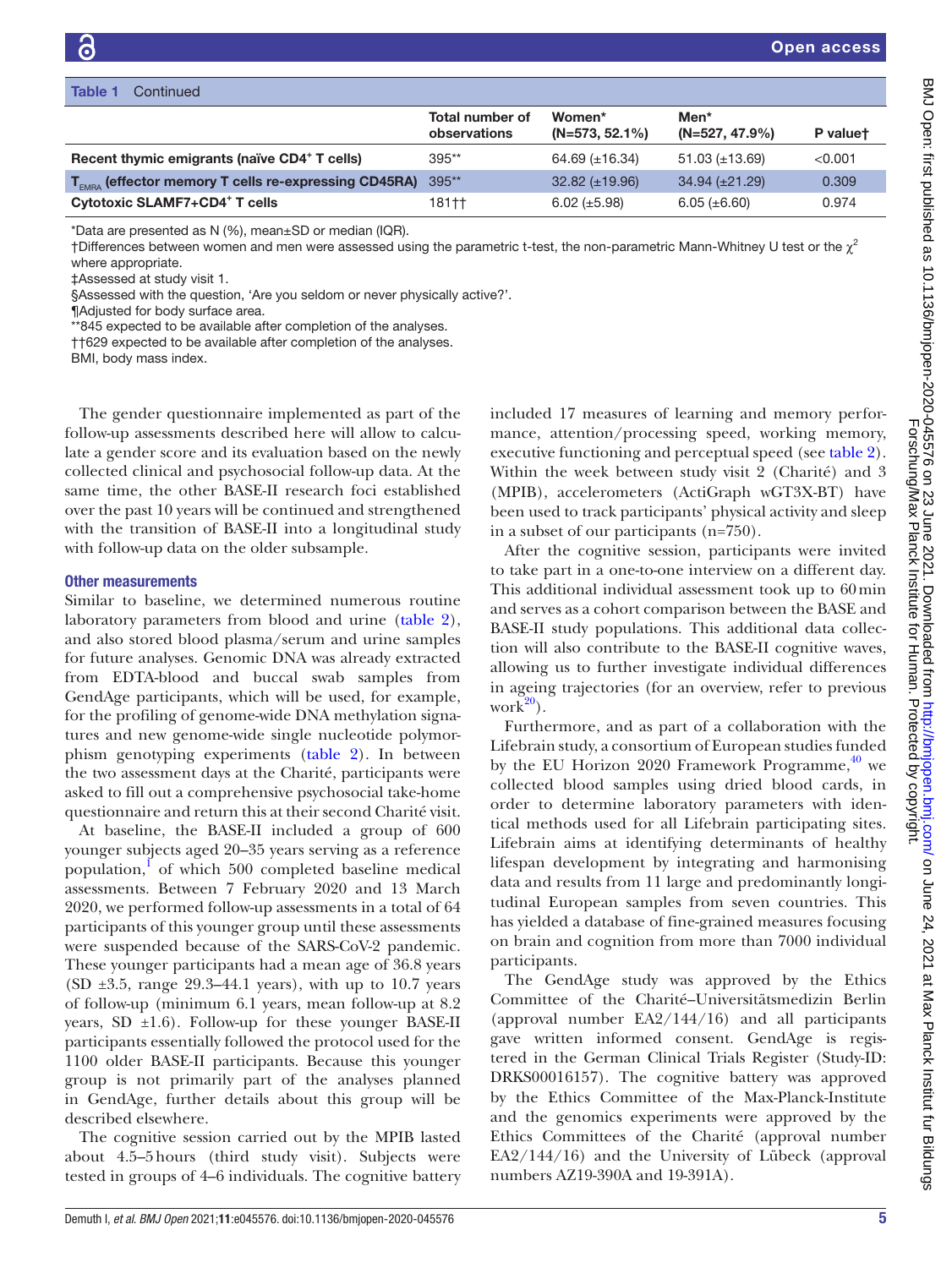**Table 1** Continued

| | Total number of observations | Women* (N=573, 52.1%) | Men* (N=527, 47.9%) | P value† |
|---|---|---|---|---|
| **Recent thymic emigrants (naïve CD4⁺ T cells)** | 395** | 64.69 (±16.34) | 51.03 (±13.69) | <0.001 |
| **$T_{EMRA}$ (effector memory T cells re-expressing CD45RA)** | 395** | 32.82 (±19.96) | 34.94 (±21.29) | 0.309 |
| **Cytotoxic SLAMF7+CD4⁺ T cells** | 181†† | 6.02 (±5.98) | 6.05 (±6.60) | 0.974 |

*Data are presented as N (%), mean±SD or median (IQR).
†Differences between women and men were assessed using the parametric t-test, the non-parametric Mann-Whitney U test or the $\chi^2$ where appropriate.
‡Assessed at study visit 1.
§Assessed with the question, 'Are you seldom or never physically active?'.
¶Adjusted for body surface area.
**845 expected to be available after completion of the analyses.
††629 expected to be available after completion of the analyses.
BMI, body mass index.

The gender questionnaire implemented as part of the follow-up assessments described here will allow to calculate a gender score and its evaluation based on the newly collected clinical and psychosocial follow-up data. At the same time, the other BASE-II research foci established over the past 10 years will be continued and strengthened with the transition of BASE-II into a longitudinal study with follow-up data on the older subsample.

### Other measurements

Similar to baseline, we determined numerous routine laboratory parameters from blood and urine (table 2), and also stored blood plasma/serum and urine samples for future analyses. Genomic DNA was already extracted from EDTA-blood and buccal swab samples from GendAge participants, which will be used, for example, for the profiling of genome-wide DNA methylation signatures and new genome-wide single nucleotide polymorphism genotyping experiments (table 2). In between the two assessment days at the Charité, participants were asked to fill out a comprehensive psychosocial take-home questionnaire and return this at their second Charité visit.

At baseline, the BASE-II included a group of 600 younger subjects aged 20–35 years serving as a reference population,[1] of which 500 completed baseline medical assessments. Between 7 February 2020 and 13 March 2020, we performed follow-up assessments in a total of 64 participants of this younger group until these assessments were suspended because of the SARS-CoV-2 pandemic. These younger participants had a mean age of 36.8 years (SD ±3.5, range 29.3–44.1 years), with up to 10.7 years of follow-up (minimum 6.1 years, mean follow-up at 8.2 years, SD ±1.6). Follow-up for these younger BASE-II participants essentially followed the protocol used for the 1100 older BASE-II participants. Because this younger group is not primarily part of the analyses planned in GendAge, further details about this group will be described elsewhere.

The cognitive session carried out by the MPIB lasted about 4.5–5 hours (third study visit). Subjects were tested in groups of 4–6 individuals. The cognitive battery included 17 measures of learning and memory performance, attention/processing speed, working memory, executive functioning and perceptual speed (see table 2). Within the week between study visit 2 (Charité) and 3 (MPIB), accelerometers (ActiGraph wGT3X-BT) have been used to track participants' physical activity and sleep in a subset of our participants (n=750).

After the cognitive session, participants were invited to take part in a one-to-one interview on a different day. This additional individual assessment took up to 60 min and serves as a cohort comparison between the BASE and BASE-II study populations. This additional data collection will also contribute to the BASE-II cognitive waves, allowing us to further investigate individual differences in ageing trajectories (for an overview, refer to previous work[20]).

Furthermore, and as part of a collaboration with the Lifebrain study, a consortium of European studies funded by the EU Horizon 2020 Framework Programme,[40] we collected blood samples using dried blood cards, in order to determine laboratory parameters with identical methods used for all Lifebrain participating sites. Lifebrain aims at identifying determinants of healthy lifespan development by integrating and harmonising data and results from 11 large and predominantly longitudinal European samples from seven countries. This has yielded a database of fine-grained measures focusing on brain and cognition from more than 7000 individual participants.

The GendAge study was approved by the Ethics Committee of the Charité–Universitätsmedizin Berlin (approval number EA2/144/16) and all participants gave written informed consent. GendAge is registered in the German Clinical Trials Register (Study-ID: DRKS00016157). The cognitive battery was approved by the Ethics Committee of the Max-Planck-Institute and the genomics experiments were approved by the Ethics Committees of the Charité (approval number EA2/144/16) and the University of Lübeck (approval numbers AZ19-390A and 19-391A).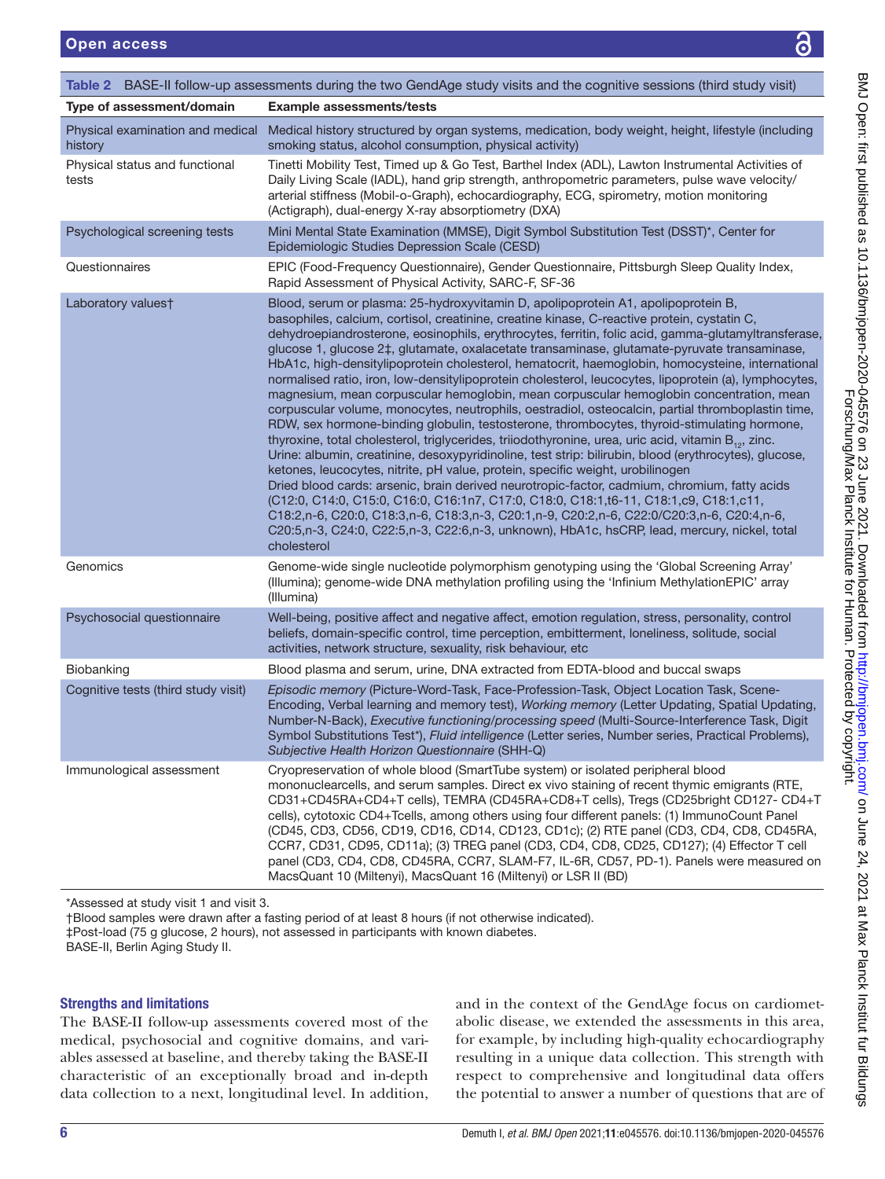Table 2 BASE-II follow-up assessments during the two GendAge study visits and the cognitive sessions (third study visit)

| Type of assessment/domain | Example assessments/tests |
|---|---|
| Physical examination and medical history | Medical history structured by organ systems, medication, body weight, height, lifestyle (including smoking status, alcohol consumption, physical activity) |
| Physical status and functional tests | Tinetti Mobility Test, Timed up & Go Test, Barthel Index (ADL), Lawton Instrumental Activities of Daily Living Scale (IADL), hand grip strength, anthropometric parameters, pulse wave velocity/arterial stiffness (Mobil-o-Graph), echocardiography, ECG, spirometry, motion monitoring (Actigraph), dual-energy X-ray absorptiometry (DXA) |
| Psychological screening tests | Mini Mental State Examination (MMSE), Digit Symbol Substitution Test (DSST)*, Center for Epidemiologic Studies Depression Scale (CESD) |
| Questionnaires | EPIC (Food-Frequency Questionnaire), Gender Questionnaire, Pittsburgh Sleep Quality Index, Rapid Assessment of Physical Activity, SARC-F, SF-36 |
| Laboratory values† | Blood, serum or plasma: 25-hydroxyvitamin D, apolipoprotein A1, apolipoprotein B, basophiles, calcium, cortisol, creatinine, creatine kinase, C-reactive protein, cystatin C, dehydroepiandrosterone, eosinophils, erythrocytes, ferritin, folic acid, gamma-glutamyltransferase, glucose 1, glucose 2‡, glutamate, oxalacetate transaminase, glutamate-pyruvate transaminase, HbA1c, high-densitylipoprotein cholesterol, hematocrit, haemoglobin, homocysteine, international normalised ratio, iron, low-densitylipoprotein cholesterol, leucocytes, lipoprotein (a), lymphocytes, magnesium, mean corpuscular hemoglobin, mean corpuscular hemoglobin concentration, mean corpuscular volume, monocytes, neutrophils, oestradiol, osteocalcin, partial thromboplastin time, RDW, sex hormone-binding globulin, testosterone, thrombocytes, thyroid-stimulating hormone, thyroxine, total cholesterol, triglycerides, triiodothyronine, urea, uric acid, vitamin $B_{12}$, zinc. Urine: albumin, creatinine, desoxypyridinoline, test strip: bilirubin, blood (erythrocytes), glucose, ketones, leucocytes, nitrite, pH value, protein, specific weight, urobilinogen Dried blood cards: arsenic, brain derived neurotropic-factor, cadmium, chromium, fatty acids (C12:0, C14:0, C15:0, C16:0, C16:1n7, C17:0, C18:0, C18:1,t6-11, C18:1,c9, C18:1,c11, C18:2,n-6, C20:0, C18:3,n-6, C18:3,n-3, C20:1,n-9, C20:2,n-6, C22:0/C20:3,n-6, C20:4,n-6, C20:5,n-3, C24:0, C22:5,n-3, C22:6,n-3, unknown), HbA1c, hsCRP, lead, mercury, nickel, total cholesterol |
| Genomics | Genome-wide single nucleotide polymorphism genotyping using the 'Global Screening Array' (Illumina); genome-wide DNA methylation profiling using the 'Infinium MethylationEPIC' array (Illumina) |
| Psychosocial questionnaire | Well-being, positive affect and negative affect, emotion regulation, stress, personality, control beliefs, domain-specific control, time perception, embitterment, loneliness, solitude, social activities, network structure, sexuality, risk behaviour, etc |
| Biobanking | Blood plasma and serum, urine, DNA extracted from EDTA-blood and buccal swaps |
| Cognitive tests (third study visit) | *Episodic memory* (Picture-Word-Task, Face-Profession-Task, Object Location Task, Scene-Encoding, Verbal learning and memory test), *Working memory* (Letter Updating, Spatial Updating, Number-N-Back), *Executive functioning/processing speed* (Multi-Source-Interference Task, Digit Symbol Substitutions Test*), *Fluid intelligence* (Letter series, Number series, Practical Problems), *Subjective Health Horizon Questionnaire* (SHH-Q) |
| Immunological assessment | Cryopreservation of whole blood (SmartTube system) or isolated peripheral blood mononuclearcells, and serum samples. Direct ex vivo staining of recent thymic emigrants (RTE, CD31+CD45RA+CD4+T cells), TEMRA (CD45RA+CD8+T cells), Tregs (CD25bright CD127- CD4+T cells), cytotoxic CD4+Tcells, among others using four different panels: (1) ImmunoCount Panel (CD45, CD3, CD56, CD19, CD16, CD14, CD123, CD1c); (2) RTE panel (CD3, CD4, CD8, CD45RA, CCR7, CD31, CD95, CD11a); (3) TREG panel (CD3, CD4, CD8, CD25, CD127); (4) Effector T cell panel (CD3, CD4, CD8, CD45RA, CCR7, SLAM-F7, IL-6R, CD57, PD-1). Panels were measured on MacsQuant 10 (Miltenyi), MacsQuant 16 (Miltenyi) or LSR II (BD) |

*Assessed at study visit 1 and visit 3.
†Blood samples were drawn after a fasting period of at least 8 hours (if not otherwise indicated).
‡Post-load (75 g glucose, 2 hours), not assessed in participants with known diabetes.
BASE-II, Berlin Aging Study II.

## Strengths and limitations

The BASE-II follow-up assessments covered most of the medical, psychosocial and cognitive domains, and variables assessed at baseline, and thereby taking the BASE-II characteristic of an exceptionally broad and in-depth data collection to a next, longitudinal level. In addition, and in the context of the GendAge focus on cardiometabolic disease, we extended the assessments in this area, for example, by including high-quality echocardiography resulting in a unique data collection. This strength with respect to comprehensive and longitudinal data offers the potential to answer a number of questions that are of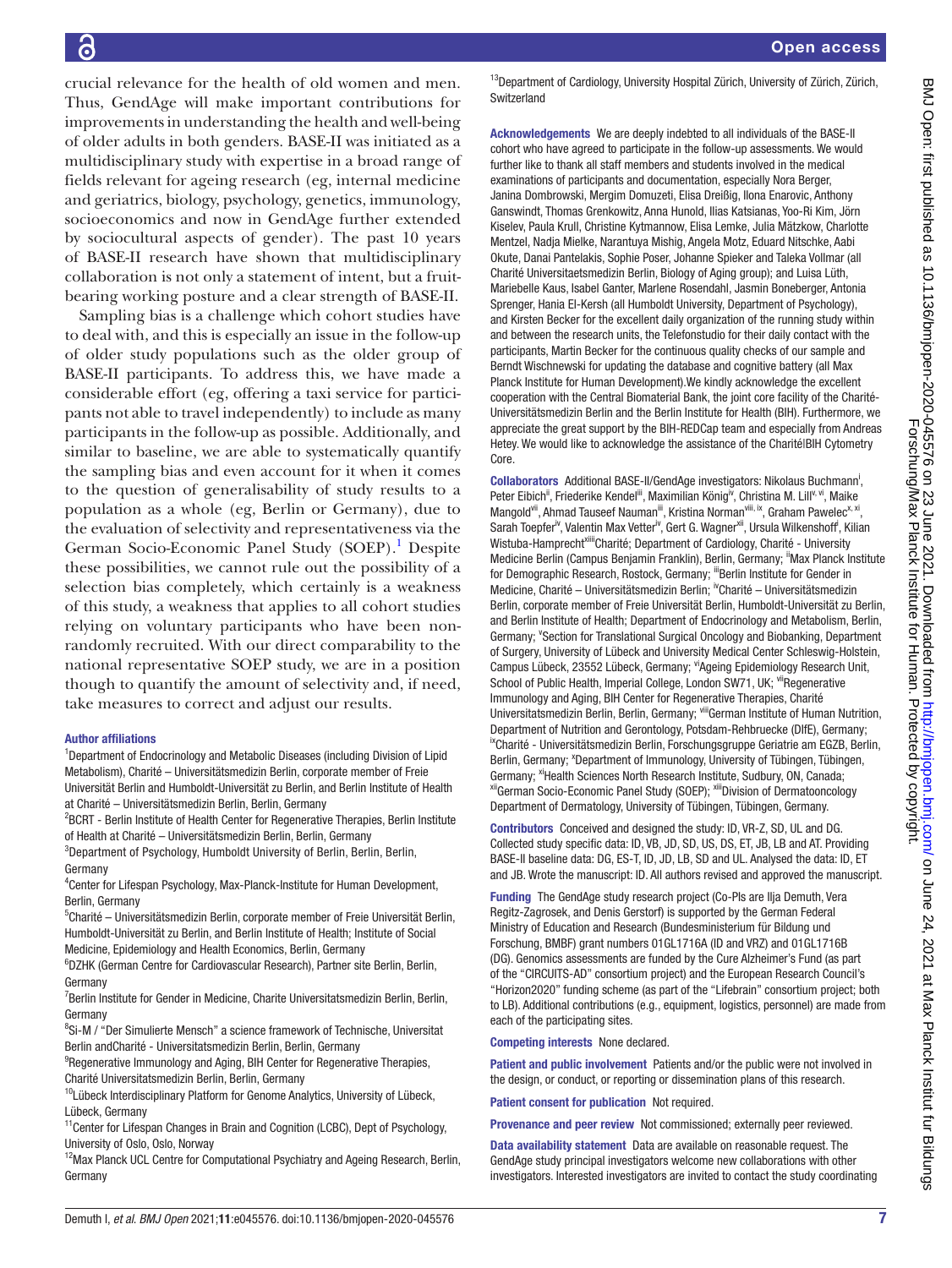crucial relevance for the health of old women and men. Thus, GendAge will make important contributions for improvements in understanding the health and well-being of older adults in both genders. BASE-II was initiated as a multidisciplinary study with expertise in a broad range of fields relevant for ageing research (eg, internal medicine and geriatrics, biology, psychology, genetics, immunology, socioeconomics and now in GendAge further extended by sociocultural aspects of gender). The past 10 years of BASE-II research have shown that multidisciplinary collaboration is not only a statement of intent, but a fruit-bearing working posture and a clear strength of BASE-II.

Sampling bias is a challenge which cohort studies have to deal with, and this is especially an issue in the follow-up of older study populations such as the older group of BASE-II participants. To address this, we have made a considerable effort (eg, offering a taxi service for participants not able to travel independently) to include as many participants in the follow-up as possible. Additionally, and similar to baseline, we are able to systematically quantify the sampling bias and even account for it when it comes to the question of generalisability of study results to a population as a whole (eg, Berlin or Germany), due to the evaluation of selectivity and representativeness via the German Socio-Economic Panel Study (SOEP).[1] Despite these possibilities, we cannot rule out the possibility of a selection bias completely, which certainly is a weakness of this study, a weakness that applies to all cohort studies relying on voluntary participants who have been non-randomly recruited. With our direct comparability to the national representative SOEP study, we are in a position though to quantify the amount of selectivity and, if need, take measures to correct and adjust our results.

#### Author affiliations

[1]Department of Endocrinology and Metabolic Diseases (including Division of Lipid Metabolism), Charité – Universitätsmedizin Berlin, corporate member of Freie Universität Berlin and Humboldt-Universität zu Berlin, and Berlin Institute of Health at Charité – Universitätsmedizin Berlin, Berlin, Germany
[2]BCRT - Berlin Institute of Health Center for Regenerative Therapies, Berlin Institute of Health at Charité – Universitätsmedizin Berlin, Berlin, Germany
[3]Department of Psychology, Humboldt University of Berlin, Berlin, Berlin, Germany
[4]Center for Lifespan Psychology, Max-Planck-Institute for Human Development, Berlin, Germany
[5]Charité – Universitätsmedizin Berlin, corporate member of Freie Universität Berlin, Humboldt-Universität zu Berlin, and Berlin Institute of Health; Institute of Social Medicine, Epidemiology and Health Economics, Berlin, Germany
[6]DZHK (German Centre for Cardiovascular Research), Partner site Berlin, Berlin, Germany
[7]Berlin Institute for Gender in Medicine, Charite Universitatsmedizin Berlin, Berlin, Germany
[8]Si-M / "Der Simulierte Mensch" a science framework of Technische, Universitat Berlin andCharité - Universitatsmedizin Berlin, Berlin, Germany
[9]Regenerative Immunology and Aging, BIH Center for Regenerative Therapies, Charité Universitatsmedizin Berlin, Berlin, Germany
[10]Lübeck Interdisciplinary Platform for Genome Analytics, University of Lübeck, Lübeck, Germany
[11]Center for Lifespan Changes in Brain and Cognition (LCBC), Dept of Psychology, University of Oslo, Oslo, Norway
[12]Max Planck UCL Centre for Computational Psychiatry and Ageing Research, Berlin, Germany
[13]Department of Cardiology, University Hospital Zürich, University of Zürich, Zürich, Switzerland

**Acknowledgements** We are deeply indebted to all individuals of the BASE-II cohort who have agreed to participate in the follow-up assessments. We would further like to thank all staff members and students involved in the medical examinations of participants and documentation, especially Nora Berger, Janina Dombrowski, Mergim Domuzeti, Elisa Dreißig, Ilona Enarovic, Anthony Ganswindt, Thomas Grenkowitz, Anna Hunold, Ilias Katsianas, Yoo-Ri Kim, Jörn Kiselev, Paula Krull, Christine Kytmannow, Elisa Lemke, Julia Mätzkow, Charlotte Mentzel, Nadja Mielke, Narantuya Mishig, Angela Motz, Eduard Nitschke, Aabi Okute, Danai Pantelakis, Sophie Poser, Johanne Spieker and Taleka Vollmar (all Charité Universitaetsmedizin Berlin, Biology of Aging group); and Luisa Lüth, Mariebelle Kaus, Isabel Ganter, Marlene Rosendahl, Jasmin Boneberger, Antonia Sprenger, Hania El-Kersh (all Humboldt University, Department of Psychology), and Kirsten Becker for the excellent daily organization of the running study within and between the research units, the Telefonstudio for their daily contact with the participants, Martin Becker for the continuous quality checks of our sample and Berndt Wischnewski for updating the database and cognitive battery (all Max Planck Institute for Human Development).We kindly acknowledge the excellent cooperation with the Central Biomaterial Bank, the joint core facility of the Charité-Universitätsmedizin Berlin and the Berlin Institute for Health (BIH). Furthermore, we appreciate the great support by the BIH-REDCap team and especially from Andreas Hetey. We would like to acknowledge the assistance of the Charité|BIH Cytometry Core.

**Collaborators** Additional BASE-II/GendAge investigators: Nikolaus Buchmann[i], Peter Eibich[ii], Friederike Kendel[iii], Maximilian König[iv], Christina M. Lill[v, vi], Maike Mangold[vii], Ahmad Tauseef Nauman[iii], Kristina Norman[viii, ix], Graham Pawelec[x, xi], Sarah Toepfer[iv], Valentin Max Vetter[iv], Gert G. Wagner[xii], Ursula Wilkenshoff[i], Kilian Wistuba-Hamprecht[xiii]Charité; Department of Cardiology, Charité - University Medicine Berlin (Campus Benjamin Franklin), Berlin, Germany; [ii]Max Planck Institute for Demographic Research, Rostock, Germany; [iii]Berlin Institute for Gender in Medicine, Charité – Universitätsmedizin Berlin; [iv]Charité – Universitätsmedizin Berlin, corporate member of Freie Universität Berlin, Humboldt-Universität zu Berlin, and Berlin Institute of Health; Department of Endocrinology and Metabolism, Berlin, Germany; [v]Section for Translational Surgical Oncology and Biobanking, Department of Surgery, University of Lübeck and University Medical Center Schleswig-Holstein, Campus Lübeck, 23552 Lübeck, Germany; [vi]Ageing Epidemiology Research Unit, School of Public Health, Imperial College, London SW71, UK; [vii]Regenerative Immunology and Aging, BIH Center for Regenerative Therapies, Charité Universitatsmedizin Berlin, Berlin, Germany; [viii]German Institute of Human Nutrition, Department of Nutrition and Gerontology, Potsdam-Rehbruecke (DIfE), Germany; [ix]Charité - Universitätsmedizin Berlin, Forschungsgruppe Geriatrie am EGZB, Berlin, Berlin, Germany; [x]Department of Immunology, University of Tübingen, Tübingen, Germany; [xi]Health Sciences North Research Institute, Sudbury, ON, Canada; [xii]German Socio-Economic Panel Study (SOEP); [xiii]Division of Dermatooncology Department of Dermatology, University of Tübingen, Tübingen, Germany.

**Contributors** Conceived and designed the study: ID, VR-Z, SD, UL and DG. Collected study specific data: ID, VB, JD, SD, US, DS, ET, JB, LB and AT. Providing BASE-II baseline data: DG, ES-T, ID, JD, LB, SD and UL. Analysed the data: ID, ET and JB. Wrote the manuscript: ID. All authors revised and approved the manuscript.

**Funding** The GendAge study research project (Co-PIs are Ilja Demuth, Vera Regitz-Zagrosek, and Denis Gerstorf) is supported by the German Federal Ministry of Education and Research (Bundesministerium für Bildung und Forschung, BMBF) grant numbers 01GL1716A (ID and VRZ) and 01GL1716B (DG). Genomics assessments are funded by the Cure Alzheimer's Fund (as part of the "CIRCUITS-AD" consortium project) and the European Research Council's "Horizon2020" funding scheme (as part of the "Lifebrain" consortium project; both to LB). Additional contributions (e.g., equipment, logistics, personnel) are made from each of the participating sites.

**Competing interests** None declared.

**Patient and public involvement** Patients and/or the public were not involved in the design, or conduct, or reporting or dissemination plans of this research.

**Patient consent for publication** Not required.

**Provenance and peer review** Not commissioned; externally peer reviewed.

**Data availability statement** Data are available on reasonable request. The GendAge study principal investigators welcome new collaborations with other investigators. Interested investigators are invited to contact the study coordinating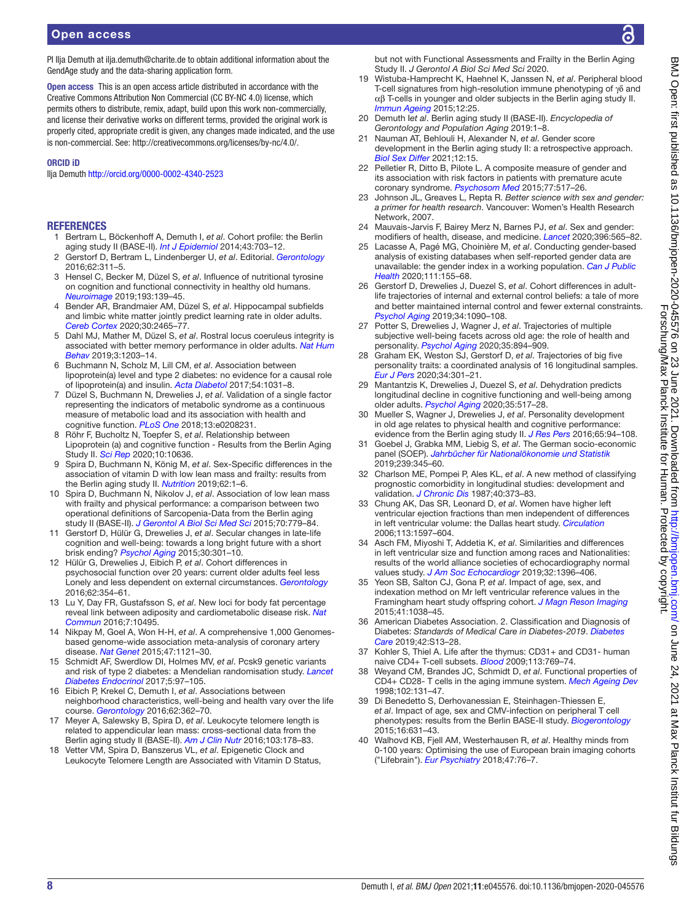PI Ilja Demuth at ilja.demuth@charite.de to obtain additional information about the GendAge study and the data-sharing application form.

**Open access** This is an open access article distributed in accordance with the Creative Commons Attribution Non Commercial (CC BY-NC 4.0) license, which permits others to distribute, remix, adapt, build upon this work non-commercially, and license their derivative works on different terms, provided the original work is properly cited, appropriate credit is given, any changes made indicated, and the use is non-commercial. See: http://creativecommons.org/licenses/by-nc/4.0/.

### ORCID iD

Ilja Demuth http://orcid.org/0000-0002-4340-2523

## REFERENCES

1. Bertram L, Böckenhoff A, Demuth I, *et al*. Cohort profile: the Berlin aging study II (BASE-II). *Int J Epidemiol* 2014;43:703–12.
2. Gerstorf D, Bertram L, Lindenberger U, *et al*. Editorial. *Gerontology* 2016;62:311–5.
3. Hensel C, Becker M, Düzel S, *et al*. Influence of nutritional tyrosine on cognition and functional connectivity in healthy old humans. *Neuroimage* 2019;193:139–45.
4. Bender AR, Brandmaier AM, Düzel S, *et al*. Hippocampal subfields and limbic white matter jointly predict learning rate in older adults. *Cereb Cortex* 2020;30:2465–77.
5. Dahl MJ, Mather M, Düzel S, *et al*. Rostral locus coeruleus integrity is associated with better memory performance in older adults. *Nat Hum Behav* 2019;3:1203–14.
6. Buchmann N, Scholz M, Lill CM, *et al*. Association between lipoprotein(a) level and type 2 diabetes: no evidence for a causal role of lipoprotein(a) and insulin. *Acta Diabetol* 2017;54:1031–8.
7. Düzel S, Buchmann N, Drewelies J, *et al*. Validation of a single factor representing the indicators of metabolic syndrome as a continuous measure of metabolic load and its association with health and cognitive function. *PLoS One* 2018;13:e0208231.
8. Röhr F, Bucholtz N, Toepfer S, *et al*. Relationship between Lipoprotein (a) and cognitive function - Results from the Berlin Aging Study II. *Sci Rep* 2020;10:10636.
9. Spira D, Buchmann N, König M, *et al*. Sex-Specific differences in the association of vitamin D with low lean mass and frailty: results from the Berlin aging study II. *Nutrition* 2019;62:1–6.
10. Spira D, Buchmann N, Nikolov J, *et al*. Association of low lean mass with frailty and physical performance: a comparison between two operational definitions of Sarcopenia-Data from the Berlin aging study II (BASE-II). *J Gerontol A Biol Sci Med Sci* 2015;70:779–84.
11. Gerstorf D, Hülür G, Drewelies J, *et al*. Secular changes in late-life cognition and well-being: towards a long bright future with a short brisk ending? *Psychol Aging* 2015;30:301–10.
12. Hülür G, Drewelies J, Eibich P, *et al*. Cohort differences in psychosocial function over 20 years: current older adults feel less Lonely and less dependent on external circumstances. *Gerontology* 2016;62:354–61.
13. Lu Y, Day FR, Gustafsson S, *et al*. New loci for body fat percentage reveal link between adiposity and cardiometabolic disease risk. *Nat Commun* 2016;7:10495.
14. Nikpay M, Goel A, Won H-H, *et al*. A comprehensive 1,000 Genomes-based genome-wide association meta-analysis of coronary artery disease. *Nat Genet* 2015;47:1121–30.
15. Schmidt AF, Swerdlow DI, Holmes MV, *et al*. Pcsk9 genetic variants and risk of type 2 diabetes: a Mendelian randomisation study. *Lancet Diabetes Endocrinol* 2017;5:97–105.
16. Eibich P, Krekel C, Demuth I, *et al*. Associations between neighborhood characteristics, well-being and health vary over the life course. *Gerontology* 2016;62:362–70.
17. Meyer A, Salewsky B, Spira D, *et al*. Leukocyte telomere length is related to appendicular lean mass: cross-sectional data from the Berlin aging study II (BASE-II). *Am J Clin Nutr* 2016;103:178–83.
18. Vetter VM, Spira D, Banszerus VL, *et al*. Epigenetic Clock and Leukocyte Telomere Length are Associated with Vitamin D Status, but not with Functional Assessments and Frailty in the Berlin Aging Study II. *J Gerontol A Biol Sci Med Sci* 2020.
19. Wistuba-Hamprecht K, Haehnel K, Janssen N, *et al*. Peripheral blood T-cell signatures from high-resolution immune phenotyping of γδ and αβ T-cells in younger and older subjects in the Berlin aging study II. *Immun Ageing* 2015;12:25.
20. Demuth I*et al*. Berlin aging study II (BASE-II). *Encyclopedia of Gerontology and Population Aging* 2019:1–8.
21. Nauman AT, Behlouli H, Alexander N, *et al*. Gender score development in the Berlin aging study II: a retrospective approach. *Biol Sex Differ* 2021;12:15.
22. Pelletier R, Ditto B, Pilote L. A composite measure of gender and its association with risk factors in patients with premature acute coronary syndrome. *Psychosom Med* 2015;77:517–26.
23. Johnson JL, Greaves L, Repta R. *Better science with sex and gender: a primer for health research*. Vancouver: Women's Health Research Network, 2007.
24. Mauvais-Jarvis F, Bairey Merz N, Barnes PJ, *et al*. Sex and gender: modifiers of health, disease, and medicine. *Lancet* 2020;396:565–82.
25. Lacasse A, Pagé MG, Choinière M, *et al*. Conducting gender-based analysis of existing databases when self-reported gender data are unavailable: the gender index in a working population. *Can J Public Health* 2020;111:155–68.
26. Gerstorf D, Drewelies J, Duezel S, *et al*. Cohort differences in adult-life trajectories of internal and external control beliefs: a tale of more and better maintained internal control and fewer external constraints. *Psychol Aging* 2019;34:1090–108.
27. Potter S, Drewelies J, Wagner J, *et al*. Trajectories of multiple subjective well-being facets across old age: the role of health and personality. *Psychol Aging* 2020;35:894–909.
28. Graham EK, Weston SJ, Gerstorf D, *et al*. Trajectories of big five personality traits: a coordinated analysis of 16 longitudinal samples. *Eur J Pers* 2020;34:301–21.
29. Mantantzis K, Drewelies J, Duezel S, *et al*. Dehydration predicts longitudinal decline in cognitive functioning and well-being among older adults. *Psychol Aging* 2020;35:517–28.
30. Mueller S, Wagner J, Drewelies J, *et al*. Personality development in old age relates to physical health and cognitive performance: evidence from the Berlin aging study II. *J Res Pers* 2016;65:94–108.
31. Goebel J, Grabka MM, Liebig S, *et al*. The German socio-economic panel (SOEP). *Jahrbücher für Nationalökonomie und Statistik* 2019;239:345–60.
32. Charlson ME, Pompei P, Ales KL, *et al*. A new method of classifying prognostic comorbidity in longitudinal studies: development and validation. *J Chronic Dis* 1987;40:373–83.
33. Chung AK, Das SR, Leonard D, *et al*. Women have higher left ventricular ejection fractions than men independent of differences in left ventricular volume: the Dallas heart study. *Circulation* 2006;113:1597–604.
34. Asch FM, Miyoshi T, Addetia K, *et al*. Similarities and differences in left ventricular size and function among races and Nationalities: results of the world alliance societies of echocardiography normal values study. *J Am Soc Echocardiogr* 2019;32:1396–406.
35. Yeon SB, Salton CJ, Gona P, *et al*. Impact of age, sex, and indexation method on Mr left ventricular reference values in the Framingham heart study offspring cohort. *J Magn Reson Imaging* 2015;41:1038–45.
36. American Diabetes Association. 2. Classification and Diagnosis of Diabetes: *Standards of Medical Care in Diabetes-2019*. *Diabetes Care* 2019;42:S13–28.
37. Kohler S, Thiel A. Life after the thymus: CD31+ and CD31- human naive CD4+ T-cell subsets. *Blood* 2009;113:769–74.
38. Weyand CM, Brandes JC, Schmidt D, *et al*. Functional properties of CD4+ CD28- T cells in the aging immune system. *Mech Ageing Dev* 1998;102:131–47.
39. Di Benedetto S, Derhovanessian E, Steinhagen-Thiessen E, *et al*. Impact of age, sex and CMV-infection on peripheral T cell phenotypes: results from the Berlin BASE-II study. *Biogerontology* 2015;16:631–43.
40. Walhovd KB, Fjell AM, Westerhausen R, *et al*. Healthy minds from 0-100 years: Optimising the use of European brain imaging cohorts ("Lifebrain"). *Eur Psychiatry* 2018;47:76–7.